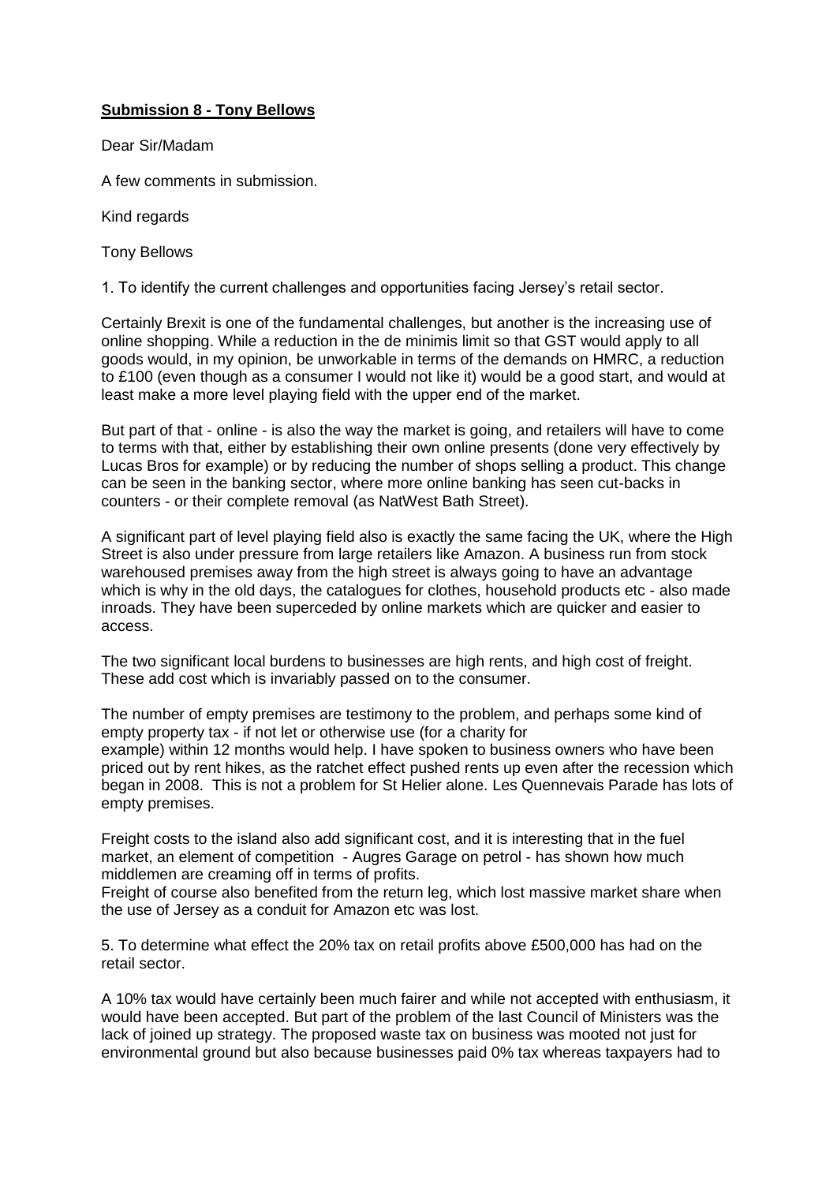**Submission 8 - Tony Bellows**

Dear Sir/Madam

A few comments in submission.

Kind regards

Tony Bellows

1. To identify the current challenges and opportunities facing Jersey's retail sector.

Certainly Brexit is one of the fundamental challenges, but another is the increasing use of online shopping. While a reduction in the de minimis limit so that GST would apply to all goods would, in my opinion, be unworkable in terms of the demands on HMRC, a reduction to £100 (even though as a consumer I would not like it) would be a good start, and would at least make a more level playing field with the upper end of the market.

But part of that - online - is also the way the market is going, and retailers will have to come to terms with that, either by establishing their own online presents (done very effectively by Lucas Bros for example) or by reducing the number of shops selling a product. This change can be seen in the banking sector, where more online banking has seen cut-backs in counters - or their complete removal (as NatWest Bath Street).

A significant part of level playing field also is exactly the same facing the UK, where the High Street is also under pressure from large retailers like Amazon. A business run from stock warehoused premises away from the high street is always going to have an advantage which is why in the old days, the catalogues for clothes, household products etc - also made inroads. They have been superceded by online markets which are quicker and easier to access.

The two significant local burdens to businesses are high rents, and high cost of freight. These add cost which is invariably passed on to the consumer.

The number of empty premises are testimony to the problem, and perhaps some kind of empty property tax - if not let or otherwise use (for a charity for example) within 12 months would help. I have spoken to business owners who have been priced out by rent hikes, as the ratchet effect pushed rents up even after the recession which began in 2008. This is not a problem for St Helier alone. Les Quennevais Parade has lots of empty premises.

Freight costs to the island also add significant cost, and it is interesting that in the fuel market, an element of competition - Augres Garage on petrol - has shown how much middlemen are creaming off in terms of profits.
Freight of course also benefited from the return leg, which lost massive market share when the use of Jersey as a conduit for Amazon etc was lost.

5. To determine what effect the 20% tax on retail profits above £500,000 has had on the retail sector.

A 10% tax would have certainly been much fairer and while not accepted with enthusiasm, it would have been accepted. But part of the problem of the last Council of Ministers was the lack of joined up strategy. The proposed waste tax on business was mooted not just for environmental ground but also because businesses paid 0% tax whereas taxpayers had to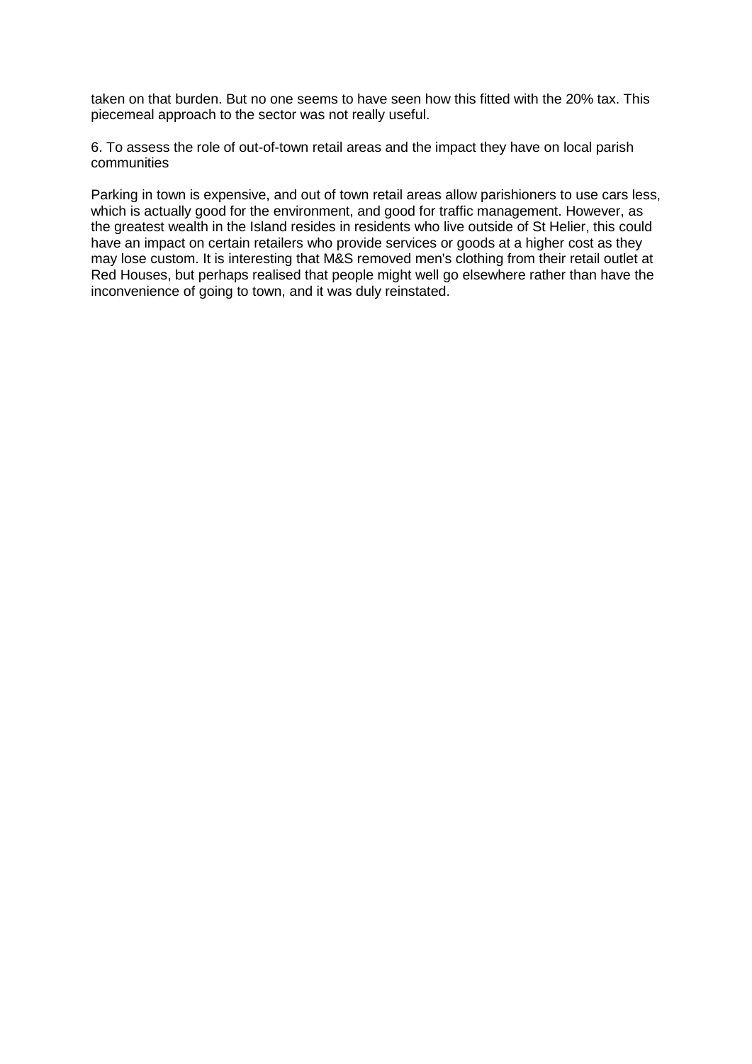taken on that burden. But no one seems to have seen how this fitted with the 20% tax. This piecemeal approach to the sector was not really useful.

6. To assess the role of out-of-town retail areas and the impact they have on local parish communities

Parking in town is expensive, and out of town retail areas allow parishioners to use cars less, which is actually good for the environment, and good for traffic management. However, as the greatest wealth in the Island resides in residents who live outside of St Helier, this could have an impact on certain retailers who provide services or goods at a higher cost as they may lose custom. It is interesting that M&S removed men's clothing from their retail outlet at Red Houses, but perhaps realised that people might well go elsewhere rather than have the inconvenience of going to town, and it was duly reinstated.